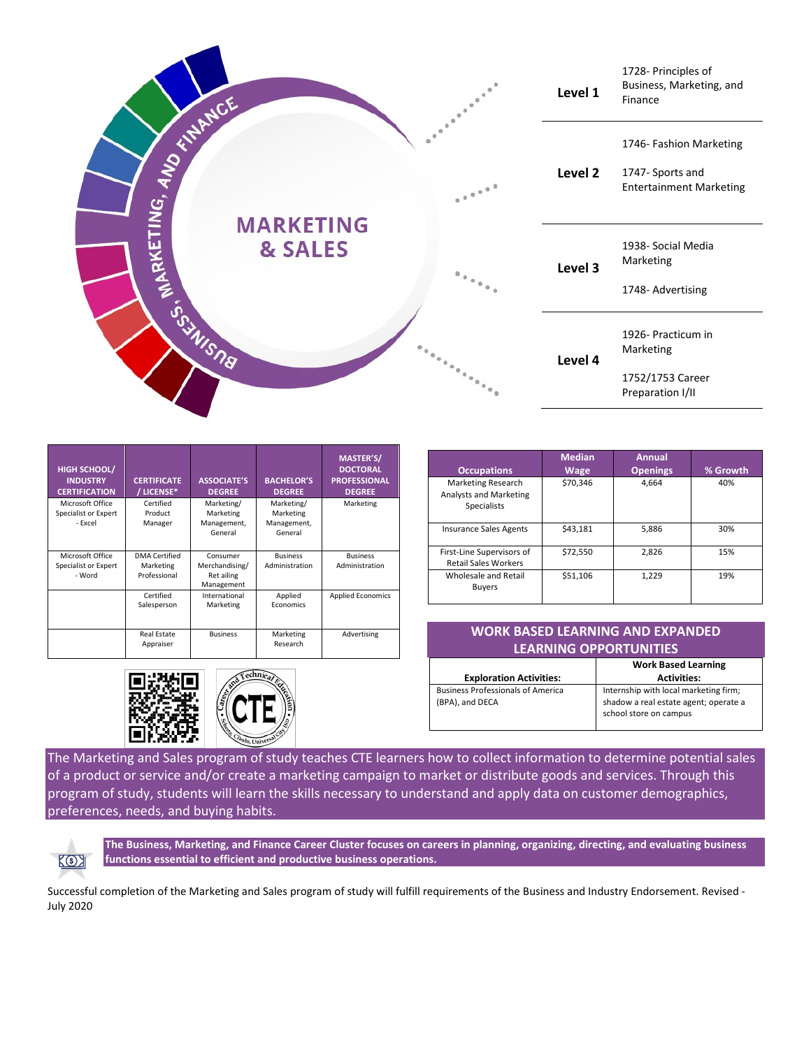# MARKETING & SALES

BUSINESS, MARKETING, AND FINANCE

| Level | Courses |
|---|---|
| **Level 1** | 1728- Principles of Business, Marketing, and Finance |
| **Level 2** | 1746- Fashion Marketing<br>1747- Sports and Entertainment Marketing |
| **Level 3** | 1938- Social Media Marketing<br>1748- Advertising |
| **Level 4** | 1926- Practicum in Marketing<br>1752/1753 Career Preparation I/II |

| HIGH SCHOOL/ INDUSTRY CERTIFICATION | CERTIFICATE / LICENSE* | ASSOCIATE'S DEGREE | BACHELOR'S DEGREE | MASTER'S/ DOCTORAL PROFESSIONAL DEGREE |
|---|---|---|---|---|
| Microsoft Office Specialist or Expert - Excel | Certified Product Manager | Marketing/ Marketing Management, General | Marketing/ Marketing Management, General | Marketing |
| Microsoft Office Specialist or Expert - Word | DMA Certified Marketing Professional | Consumer Merchandising/ Retailing Management | Business Administration | Business Administration |
| | Certified Salesperson | International Marketing | Applied Economics | Applied Economics |
| | Real Estate Appraiser | Business | Marketing Research | Advertising |

| Occupations | Median Wage | Annual Openings | % Growth |
|---|---|---|---|
| Marketing Research Analysts and Marketing Specialists | $70,346 | 4,664 | 40% |
| Insurance Sales Agents | $43,181 | 5,886 | 30% |
| First-Line Supervisors of Retail Sales Workers | $72,550 | 2,826 | 15% |
| Wholesale and Retail Buyers | $51,106 | 1,229 | 19% |

## WORK BASED LEARNING AND EXPANDED LEARNING OPPORTUNITIES

| Exploration Activities: | Work Based Learning Activities: |
|---|---|
| Business Professionals of America (BPA), and DECA | Internship with local marketing firm; shadow a real estate agent; operate a school store on campus |

The Marketing and Sales program of study teaches CTE learners how to collect information to determine potential sales of a product or service and/or create a marketing campaign to market or distribute goods and services. Through this program of study, students will learn the skills necessary to understand and apply data on customer demographics, preferences, needs, and buying habits.

**The Business, Marketing, and Finance Career Cluster focuses on careers in planning, organizing, directing, and evaluating business functions essential to efficient and productive business operations.**

Successful completion of the Marketing and Sales program of study will fulfill requirements of the Business and Industry Endorsement. Revised - July 2020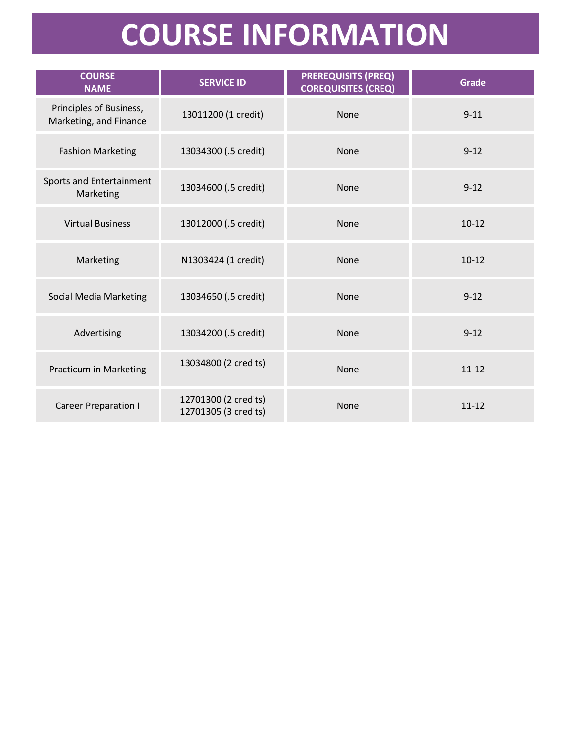# COURSE INFORMATION

| COURSE NAME | SERVICE ID | PREREQUISITS (PREQ) COREQUISITES (CREQ) | Grade |
|---|---|---|---|
| Principles of Business, Marketing, and Finance | 13011200 (1 credit) | None | 9-11 |
| Fashion Marketing | 13034300 (.5 credit) | None | 9-12 |
| Sports and Entertainment Marketing | 13034600 (.5 credit) | None | 9-12 |
| Virtual Business | 13012000 (.5 credit) | None | 10-12 |
| Marketing | N1303424 (1 credit) | None | 10-12 |
| Social Media Marketing | 13034650 (.5 credit) | None | 9-12 |
| Advertising | 13034200 (.5 credit) | None | 9-12 |
| Practicum in Marketing | 13034800 (2 credits) | None | 11-12 |
| Career Preparation I | 12701300 (2 credits) 12701305 (3 credits) | None | 11-12 |